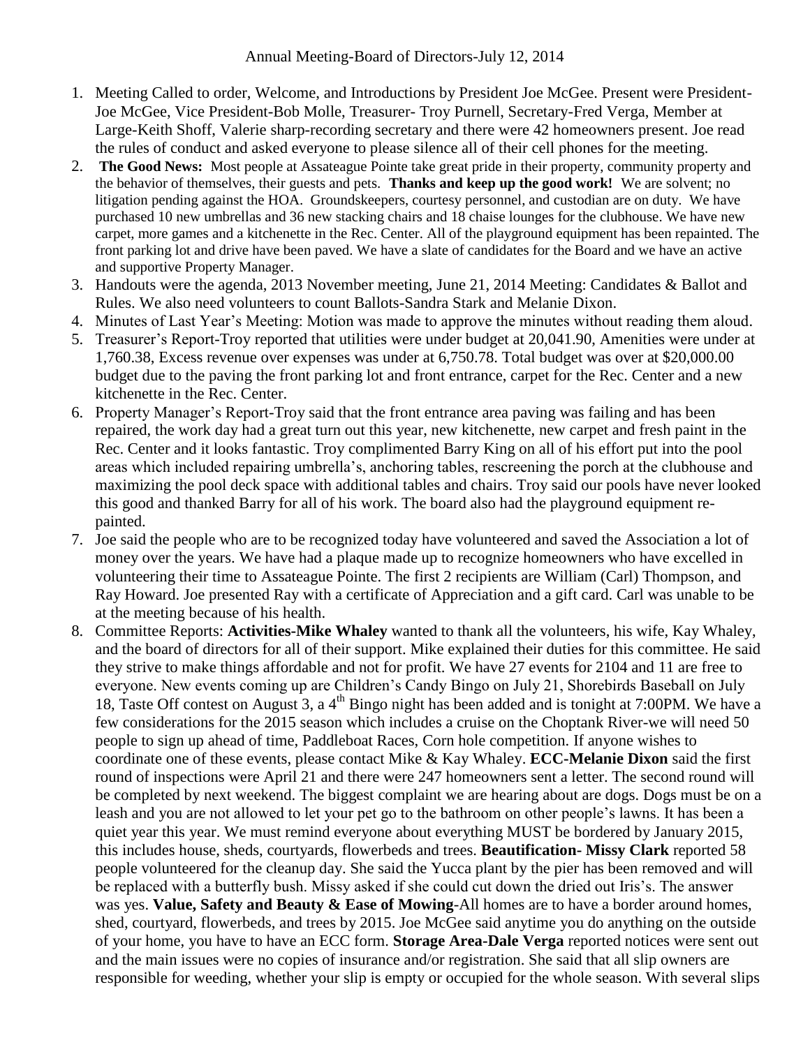Annual Meeting-Board of Directors-July 12, 2014

1. Meeting Called to order, Welcome, and Introductions by President Joe McGee. Present were President-Joe McGee, Vice President-Bob Molle, Treasurer- Troy Purnell, Secretary-Fred Verga, Member at Large-Keith Shoff, Valerie sharp-recording secretary and there were 42 homeowners present. Joe read the rules of conduct and asked everyone to please silence all of their cell phones for the meeting.
2. **The Good News:** Most people at Assateague Pointe take great pride in their property, community property and the behavior of themselves, their guests and pets. **Thanks and keep up the good work!** We are solvent; no litigation pending against the HOA. Groundskeepers, courtesy personnel, and custodian are on duty. We have purchased 10 new umbrellas and 36 new stacking chairs and 18 chaise lounges for the clubhouse. We have new carpet, more games and a kitchenette in the Rec. Center. All of the playground equipment has been repainted. The front parking lot and drive have been paved. We have a slate of candidates for the Board and we have an active and supportive Property Manager.
3. Handouts were the agenda, 2013 November meeting, June 21, 2014 Meeting: Candidates & Ballot and Rules. We also need volunteers to count Ballots-Sandra Stark and Melanie Dixon.
4. Minutes of Last Year's Meeting: Motion was made to approve the minutes without reading them aloud.
5. Treasurer's Report-Troy reported that utilities were under budget at 20,041.90, Amenities were under at 1,760.38, Excess revenue over expenses was under at 6,750.78. Total budget was over at $20,000.00 budget due to the paving the front parking lot and front entrance, carpet for the Rec. Center and a new kitchenette in the Rec. Center.
6. Property Manager's Report-Troy said that the front entrance area paving was failing and has been repaired, the work day had a great turn out this year, new kitchenette, new carpet and fresh paint in the Rec. Center and it looks fantastic. Troy complimented Barry King on all of his effort put into the pool areas which included repairing umbrella's, anchoring tables, rescreening the porch at the clubhouse and maximizing the pool deck space with additional tables and chairs. Troy said our pools have never looked this good and thanked Barry for all of his work. The board also had the playground equipment re-painted.
7. Joe said the people who are to be recognized today have volunteered and saved the Association a lot of money over the years. We have had a plaque made up to recognize homeowners who have excelled in volunteering their time to Assateague Pointe. The first 2 recipients are William (Carl) Thompson, and Ray Howard. Joe presented Ray with a certificate of Appreciation and a gift card. Carl was unable to be at the meeting because of his health.
8. Committee Reports: **Activities-Mike Whaley** wanted to thank all the volunteers, his wife, Kay Whaley, and the board of directors for all of their support. Mike explained their duties for this committee. He said they strive to make things affordable and not for profit. We have 27 events for 2104 and 11 are free to everyone. New events coming up are Children's Candy Bingo on July 21, Shorebirds Baseball on July 18, Taste Off contest on August 3, a 4th Bingo night has been added and is tonight at 7:00PM. We have a few considerations for the 2015 season which includes a cruise on the Choptank River-we will need 50 people to sign up ahead of time, Paddleboat Races, Corn hole competition. If anyone wishes to coordinate one of these events, please contact Mike & Kay Whaley. **ECC-Melanie Dixon** said the first round of inspections were April 21 and there were 247 homeowners sent a letter. The second round will be completed by next weekend. The biggest complaint we are hearing about are dogs. Dogs must be on a leash and you are not allowed to let your pet go to the bathroom on other people's lawns. It has been a quiet year this year. We must remind everyone about everything MUST be bordered by January 2015, this includes house, sheds, courtyards, flowerbeds and trees. **Beautification- Missy Clark** reported 58 people volunteered for the cleanup day. She said the Yucca plant by the pier has been removed and will be replaced with a butterfly bush. Missy asked if she could cut down the dried out Iris's. The answer was yes. **Value, Safety and Beauty & Ease of Mowing**-All homes are to have a border around homes, shed, courtyard, flowerbeds, and trees by 2015. Joe McGee said anytime you do anything on the outside of your home, you have to have an ECC form. **Storage Area-Dale Verga** reported notices were sent out and the main issues were no copies of insurance and/or registration. She said that all slip owners are responsible for weeding, whether your slip is empty or occupied for the whole season. With several slips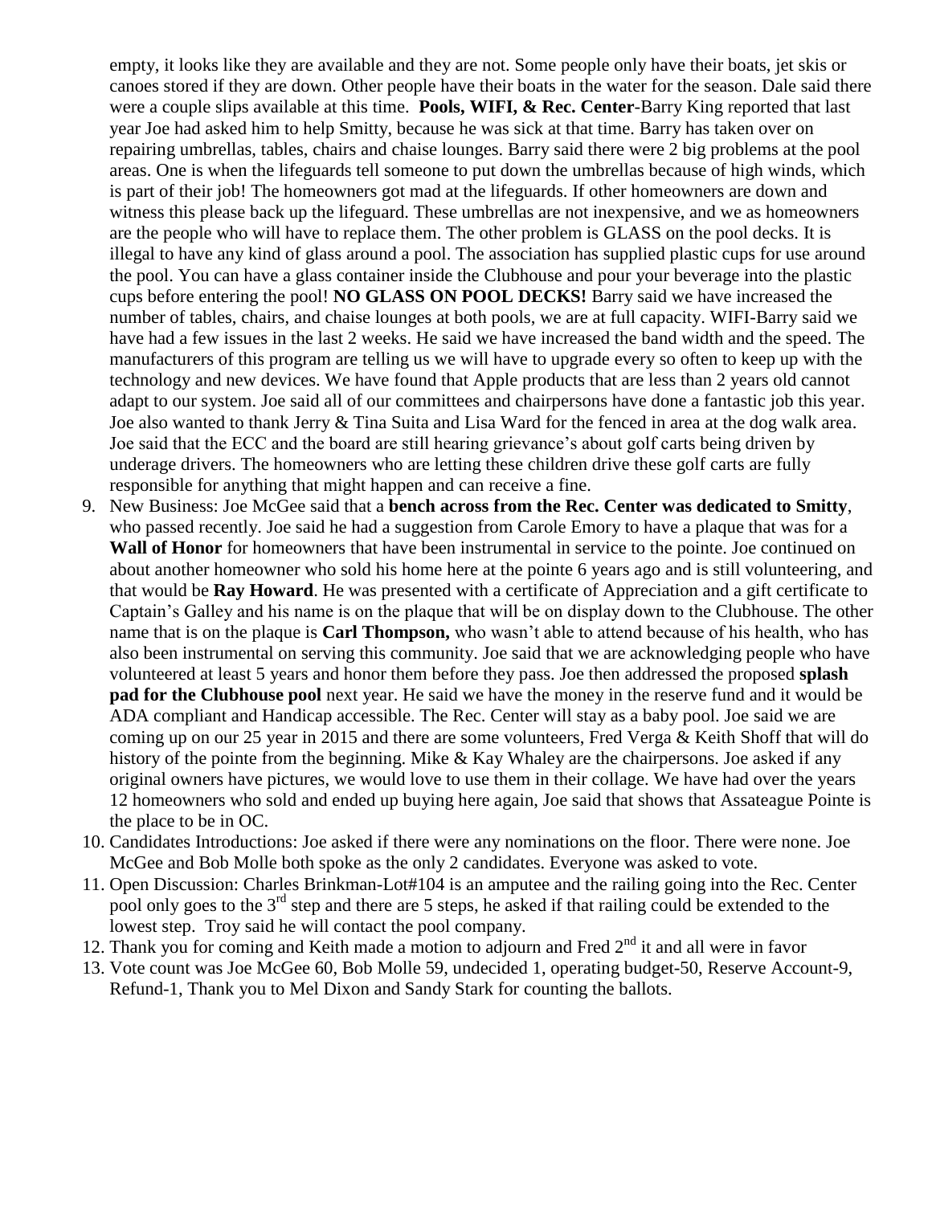empty, it looks like they are available and they are not. Some people only have their boats, jet skis or canoes stored if they are down. Other people have their boats in the water for the season. Dale said there were a couple slips available at this time. **Pools, WIFI, & Rec. Center**-Barry King reported that last year Joe had asked him to help Smitty, because he was sick at that time. Barry has taken over on repairing umbrellas, tables, chairs and chaise lounges. Barry said there were 2 big problems at the pool areas. One is when the lifeguards tell someone to put down the umbrellas because of high winds, which is part of their job! The homeowners got mad at the lifeguards. If other homeowners are down and witness this please back up the lifeguard. These umbrellas are not inexpensive, and we as homeowners are the people who will have to replace them. The other problem is GLASS on the pool decks. It is illegal to have any kind of glass around a pool. The association has supplied plastic cups for use around the pool. You can have a glass container inside the Clubhouse and pour your beverage into the plastic cups before entering the pool! **NO GLASS ON POOL DECKS!** Barry said we have increased the number of tables, chairs, and chaise lounges at both pools, we are at full capacity. WIFI-Barry said we have had a few issues in the last 2 weeks. He said we have increased the band width and the speed. The manufacturers of this program are telling us we will have to upgrade every so often to keep up with the technology and new devices. We have found that Apple products that are less than 2 years old cannot adapt to our system. Joe said all of our committees and chairpersons have done a fantastic job this year. Joe also wanted to thank Jerry & Tina Suita and Lisa Ward for the fenced in area at the dog walk area. Joe said that the ECC and the board are still hearing grievance's about golf carts being driven by underage drivers. The homeowners who are letting these children drive these golf carts are fully responsible for anything that might happen and can receive a fine.

9. New Business: Joe McGee said that a **bench across from the Rec. Center was dedicated to Smitty**, who passed recently. Joe said he had a suggestion from Carole Emory to have a plaque that was for a **Wall of Honor** for homeowners that have been instrumental in service to the pointe. Joe continued on about another homeowner who sold his home here at the pointe 6 years ago and is still volunteering, and that would be **Ray Howard**. He was presented with a certificate of Appreciation and a gift certificate to Captain's Galley and his name is on the plaque that will be on display down to the Clubhouse. The other name that is on the plaque is **Carl Thompson,** who wasn't able to attend because of his health, who has also been instrumental on serving this community. Joe said that we are acknowledging people who have volunteered at least 5 years and honor them before they pass. Joe then addressed the proposed **splash pad for the Clubhouse pool** next year. He said we have the money in the reserve fund and it would be ADA compliant and Handicap accessible. The Rec. Center will stay as a baby pool. Joe said we are coming up on our 25 year in 2015 and there are some volunteers, Fred Verga & Keith Shoff that will do history of the pointe from the beginning. Mike & Kay Whaley are the chairpersons. Joe asked if any original owners have pictures, we would love to use them in their collage. We have had over the years 12 homeowners who sold and ended up buying here again, Joe said that shows that Assateague Pointe is the place to be in OC.
10. Candidates Introductions: Joe asked if there were any nominations on the floor. There were none. Joe McGee and Bob Molle both spoke as the only 2 candidates. Everyone was asked to vote.
11. Open Discussion: Charles Brinkman-Lot#104 is an amputee and the railing going into the Rec. Center pool only goes to the 3rd step and there are 5 steps, he asked if that railing could be extended to the lowest step. Troy said he will contact the pool company.
12. Thank you for coming and Keith made a motion to adjourn and Fred 2nd it and all were in favor
13. Vote count was Joe McGee 60, Bob Molle 59, undecided 1, operating budget-50, Reserve Account-9, Refund-1, Thank you to Mel Dixon and Sandy Stark for counting the ballots.